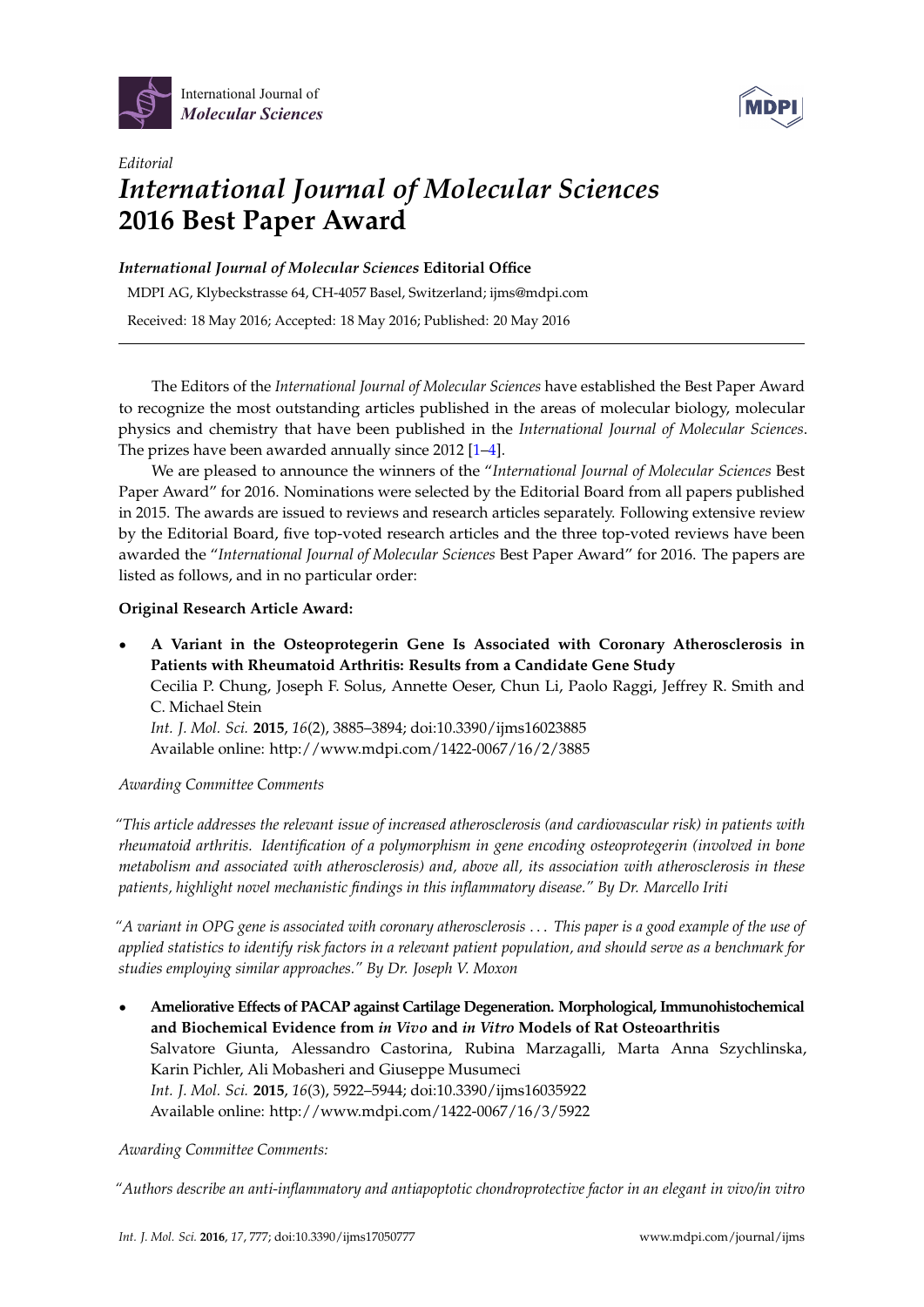*Editorial*

# *International Journal of Molecular Sciences* 2016 Best Paper Award

***International Journal of Molecular Sciences*** **Editorial Office**

MDPI AG, Klybeckstrasse 64, CH-4057 Basel, Switzerland; ijms@mdpi.com

Received: 18 May 2016; Accepted: 18 May 2016; Published: 20 May 2016

The Editors of the *International Journal of Molecular Sciences* have established the Best Paper Award to recognize the most outstanding articles published in the areas of molecular biology, molecular physics and chemistry that have been published in the *International Journal of Molecular Sciences*. The prizes have been awarded annually since 2012 [1–4].

We are pleased to announce the winners of the "*International Journal of Molecular Sciences* Best Paper Award" for 2016. Nominations were selected by the Editorial Board from all papers published in 2015. The awards are issued to reviews and research articles separately. Following extensive review by the Editorial Board, five top-voted research articles and the three top-voted reviews have been awarded the "*International Journal of Molecular Sciences* Best Paper Award" for 2016. The papers are listed as follows, and in no particular order:

**Original Research Article Award:**

- **A Variant in the Osteoprotegerin Gene Is Associated with Coronary Atherosclerosis in Patients with Rheumatoid Arthritis: Results from a Candidate Gene Study**
  Cecilia P. Chung, Joseph F. Solus, Annette Oeser, Chun Li, Paolo Raggi, Jeffrey R. Smith and C. Michael Stein
  *Int. J. Mol. Sci.* **2015**, *16*(2), 3885–3894; doi:10.3390/ijms16023885
  Available online: http://www.mdpi.com/1422-0067/16/2/3885

*Awarding Committee Comments*

*"This article addresses the relevant issue of increased atherosclerosis (and cardiovascular risk) in patients with rheumatoid arthritis. Identification of a polymorphism in gene encoding osteoprotegerin (involved in bone metabolism and associated with atherosclerosis) and, above all, its association with atherosclerosis in these patients, highlight novel mechanistic findings in this inflammatory disease." By Dr. Marcello Iriti*

*"A variant in OPG gene is associated with coronary atherosclerosis . . . This paper is a good example of the use of applied statistics to identify risk factors in a relevant patient population, and should serve as a benchmark for studies employing similar approaches." By Dr. Joseph V. Moxon*

- **Ameliorative Effects of PACAP against Cartilage Degeneration. Morphological, Immunohistochemical and Biochemical Evidence from *in Vivo* and *in Vitro* Models of Rat Osteoarthritis**
  Salvatore Giunta, Alessandro Castorina, Rubina Marzagalli, Marta Anna Szychlinska, Karin Pichler, Ali Mobasheri and Giuseppe Musumeci
  *Int. J. Mol. Sci.* **2015**, *16*(3), 5922–5944; doi:10.3390/ijms16035922
  Available online: http://www.mdpi.com/1422-0067/16/3/5922

*Awarding Committee Comments:*

*"Authors describe an anti-inflammatory and antiapoptotic chondroprotective factor in an elegant in vivo/in vitro*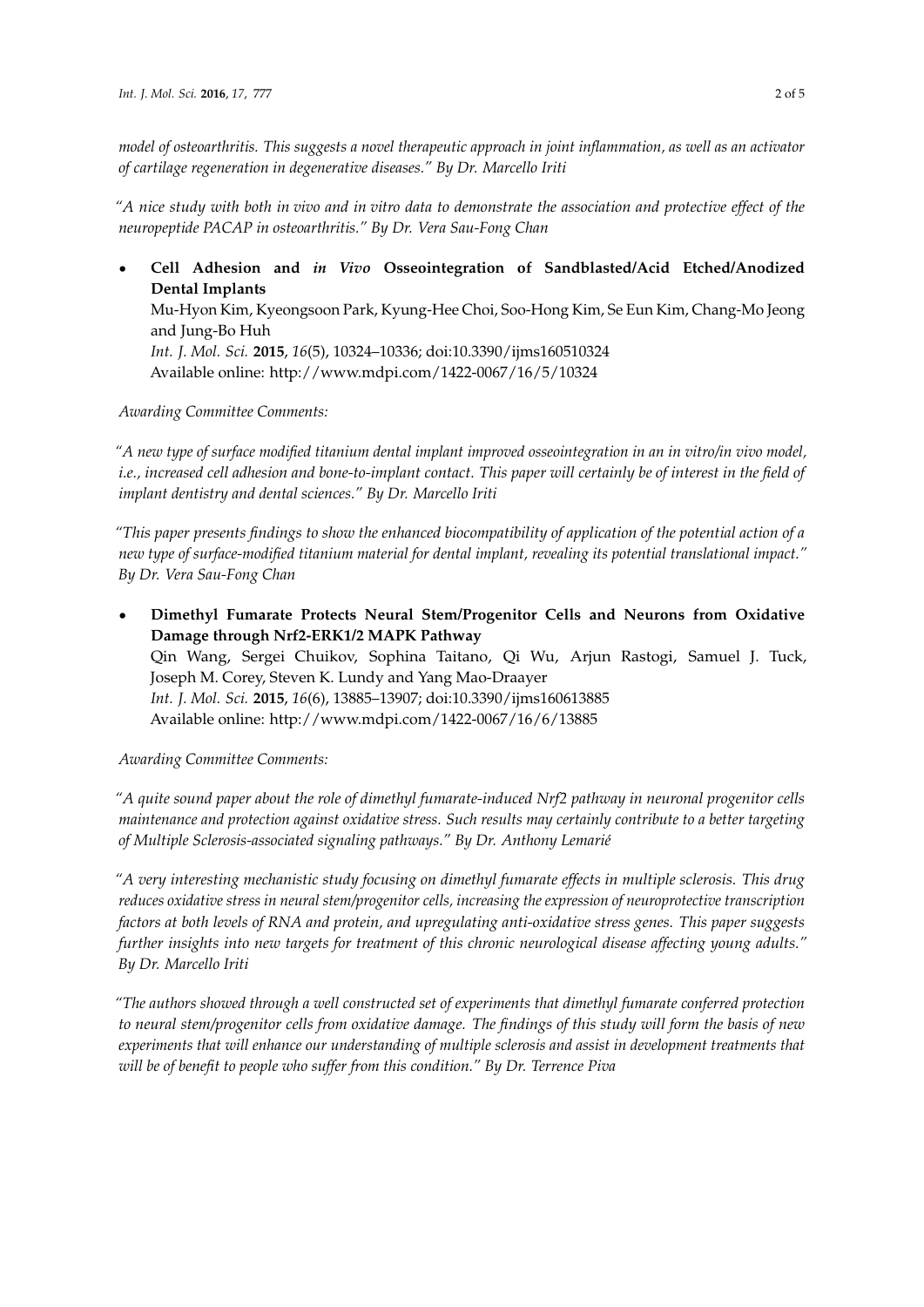*model of osteoarthritis. This suggests a novel therapeutic approach in joint inflammation, as well as an activator of cartilage regeneration in degenerative diseases." By Dr. Marcello Iriti*

*"A nice study with both in vivo and in vitro data to demonstrate the association and protective effect of the neuropeptide PACAP in osteoarthritis." By Dr. Vera Sau-Fong Chan*

- **Cell Adhesion and *in Vivo* Osseointegration of Sandblasted/Acid Etched/Anodized Dental Implants**
  Mu-Hyon Kim, Kyeongsoon Park, Kyung-Hee Choi, Soo-Hong Kim, Se Eun Kim, Chang-Mo Jeong and Jung-Bo Huh
  *Int. J. Mol. Sci.* **2015**, *16*(5), 10324–10336; doi:10.3390/ijms160510324
  Available online: http://www.mdpi.com/1422-0067/16/5/10324

*Awarding Committee Comments:*

*"A new type of surface modified titanium dental implant improved osseointegration in an in vitro/in vivo model, i.e., increased cell adhesion and bone-to-implant contact. This paper will certainly be of interest in the field of implant dentistry and dental sciences." By Dr. Marcello Iriti*

*"This paper presents findings to show the enhanced biocompatibility of application of the potential action of a new type of surface-modified titanium material for dental implant, revealing its potential translational impact." By Dr. Vera Sau-Fong Chan*

- **Dimethyl Fumarate Protects Neural Stem/Progenitor Cells and Neurons from Oxidative Damage through Nrf2-ERK1/2 MAPK Pathway**
  Qin Wang, Sergei Chuikov, Sophina Taitano, Qi Wu, Arjun Rastogi, Samuel J. Tuck, Joseph M. Corey, Steven K. Lundy and Yang Mao-Draayer
  *Int. J. Mol. Sci.* **2015**, *16*(6), 13885–13907; doi:10.3390/ijms160613885
  Available online: http://www.mdpi.com/1422-0067/16/6/13885

*Awarding Committee Comments:*

*"A quite sound paper about the role of dimethyl fumarate-induced Nrf2 pathway in neuronal progenitor cells maintenance and protection against oxidative stress. Such results may certainly contribute to a better targeting of Multiple Sclerosis-associated signaling pathways." By Dr. Anthony Lemarié*

*"A very interesting mechanistic study focusing on dimethyl fumarate effects in multiple sclerosis. This drug reduces oxidative stress in neural stem/progenitor cells, increasing the expression of neuroprotective transcription factors at both levels of RNA and protein, and upregulating anti-oxidative stress genes. This paper suggests further insights into new targets for treatment of this chronic neurological disease affecting young adults." By Dr. Marcello Iriti*

*"The authors showed through a well constructed set of experiments that dimethyl fumarate conferred protection to neural stem/progenitor cells from oxidative damage. The findings of this study will form the basis of new experiments that will enhance our understanding of multiple sclerosis and assist in development treatments that will be of benefit to people who suffer from this condition." By Dr. Terrence Piva*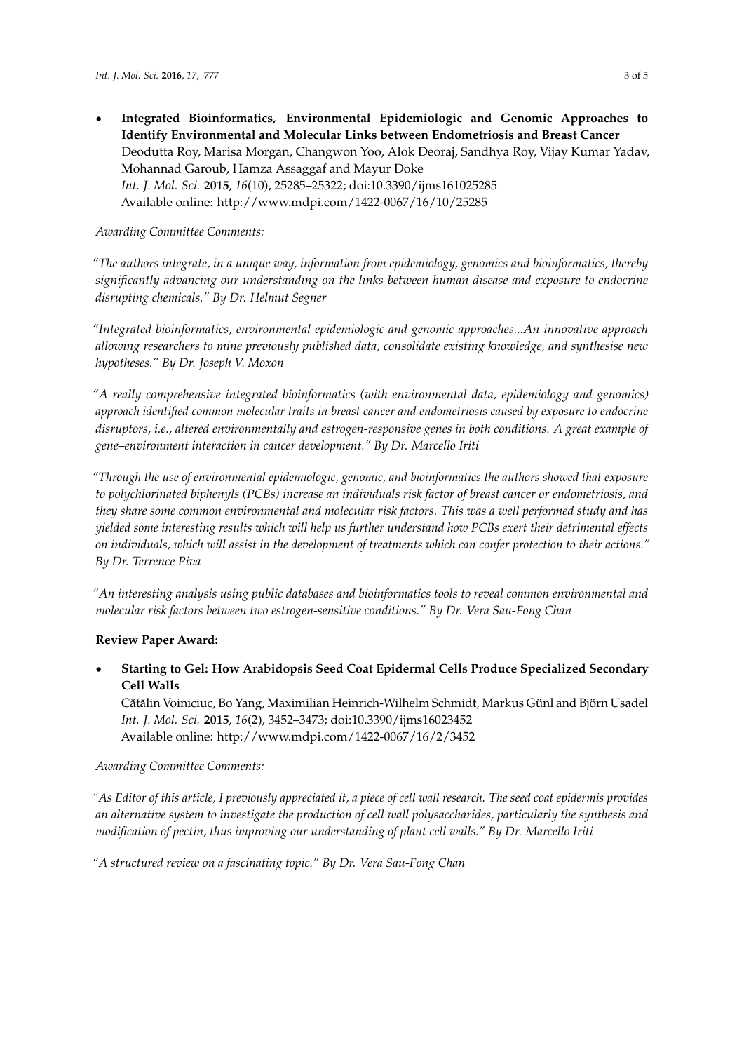- **Integrated Bioinformatics, Environmental Epidemiologic and Genomic Approaches to Identify Environmental and Molecular Links between Endometriosis and Breast Cancer**
  Deodutta Roy, Marisa Morgan, Changwon Yoo, Alok Deoraj, Sandhya Roy, Vijay Kumar Yadav, Mohannad Garoub, Hamza Assaggaf and Mayur Doke
  *Int. J. Mol. Sci.* **2015**, *16*(10), 25285–25322; doi:10.3390/ijms161025285
  Available online: http://www.mdpi.com/1422-0067/16/10/25285

*Awarding Committee Comments:*

*"The authors integrate, in a unique way, information from epidemiology, genomics and bioinformatics, thereby significantly advancing our understanding on the links between human disease and exposure to endocrine disrupting chemicals." By Dr. Helmut Segner*

*"Integrated bioinformatics, environmental epidemiologic and genomic approaches...An innovative approach allowing researchers to mine previously published data, consolidate existing knowledge, and synthesise new hypotheses." By Dr. Joseph V. Moxon*

*"A really comprehensive integrated bioinformatics (with environmental data, epidemiology and genomics) approach identified common molecular traits in breast cancer and endometriosis caused by exposure to endocrine disruptors, i.e., altered environmentally and estrogen-responsive genes in both conditions. A great example of gene–environment interaction in cancer development." By Dr. Marcello Iriti*

*"Through the use of environmental epidemiologic, genomic, and bioinformatics the authors showed that exposure to polychlorinated biphenyls (PCBs) increase an individuals risk factor of breast cancer or endometriosis, and they share some common environmental and molecular risk factors. This was a well performed study and has yielded some interesting results which will help us further understand how PCBs exert their detrimental effects on individuals, which will assist in the development of treatments which can confer protection to their actions." By Dr. Terrence Piva*

*"An interesting analysis using public databases and bioinformatics tools to reveal common environmental and molecular risk factors between two estrogen-sensitive conditions." By Dr. Vera Sau-Fong Chan*

**Review Paper Award:**

- **Starting to Gel: How Arabidopsis Seed Coat Epidermal Cells Produce Specialized Secondary Cell Walls**
  Cătălin Voiniciuc, Bo Yang, Maximilian Heinrich-Wilhelm Schmidt, Markus Günl and Björn Usadel
  *Int. J. Mol. Sci.* **2015**, *16*(2), 3452–3473; doi:10.3390/ijms16023452
  Available online: http://www.mdpi.com/1422-0067/16/2/3452

*Awarding Committee Comments:*

*"As Editor of this article, I previously appreciated it, a piece of cell wall research. The seed coat epidermis provides an alternative system to investigate the production of cell wall polysaccharides, particularly the synthesis and modification of pectin, thus improving our understanding of plant cell walls." By Dr. Marcello Iriti*

*"A structured review on a fascinating topic." By Dr. Vera Sau-Fong Chan*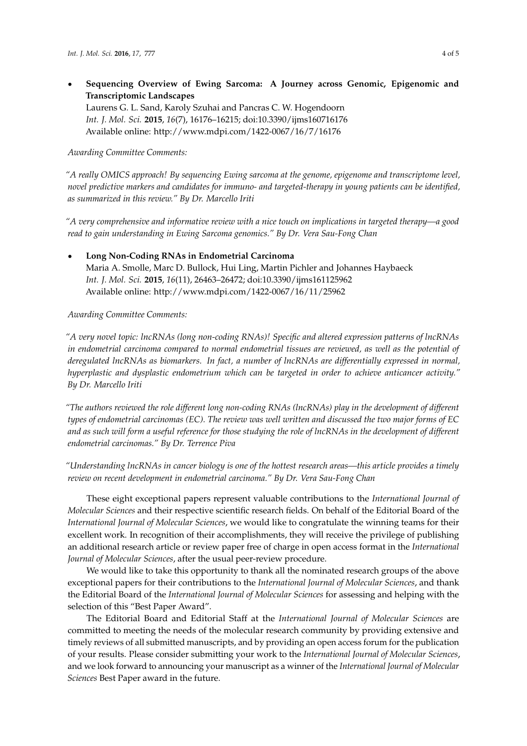- **Sequencing Overview of Ewing Sarcoma: A Journey across Genomic, Epigenomic and Transcriptomic Landscapes**
  Laurens G. L. Sand, Karoly Szuhai and Pancras C. W. Hogendoorn
  *Int. J. Mol. Sci.* **2015**, *16*(7), 16176–16215; doi:10.3390/ijms160716176
  Available online: http://www.mdpi.com/1422-0067/16/7/16176

*Awarding Committee Comments:*

*"A really OMICS approach! By sequencing Ewing sarcoma at the genome, epigenome and transcriptome level, novel predictive markers and candidates for immuno- and targeted-therapy in young patients can be identified, as summarized in this review." By Dr. Marcello Iriti*

*"A very comprehensive and informative review with a nice touch on implications in targeted therapy—a good read to gain understanding in Ewing Sarcoma genomics." By Dr. Vera Sau-Fong Chan*

- **Long Non-Coding RNAs in Endometrial Carcinoma**
  Maria A. Smolle, Marc D. Bullock, Hui Ling, Martin Pichler and Johannes Haybaeck
  *Int. J. Mol. Sci.* **2015**, *16*(11), 26463–26472; doi:10.3390/ijms161125962
  Available online: http://www.mdpi.com/1422-0067/16/11/25962

*Awarding Committee Comments:*

*"A very novel topic: lncRNAs (long non-coding RNAs)! Specific and altered expression patterns of lncRNAs in endometrial carcinoma compared to normal endometrial tissues are reviewed, as well as the potential of deregulated lncRNAs as biomarkers. In fact, a number of lncRNAs are differentially expressed in normal, hyperplastic and dysplastic endometrium which can be targeted in order to achieve anticancer activity." By Dr. Marcello Iriti*

*"The authors reviewed the role different long non-coding RNAs (lncRNAs) play in the development of different types of endometrial carcinomas (EC). The review was well written and discussed the two major forms of EC and as such will form a useful reference for those studying the role of lncRNAs in the development of different endometrial carcinomas." By Dr. Terrence Piva*

*"Understanding lncRNAs in cancer biology is one of the hottest research areas—this article provides a timely review on recent development in endometrial carcinoma." By Dr. Vera Sau-Fong Chan*

These eight exceptional papers represent valuable contributions to the *International Journal of Molecular Sciences* and their respective scientific research fields. On behalf of the Editorial Board of the *International Journal of Molecular Sciences*, we would like to congratulate the winning teams for their excellent work. In recognition of their accomplishments, they will receive the privilege of publishing an additional research article or review paper free of charge in open access format in the *International Journal of Molecular Sciences*, after the usual peer-review procedure.

We would like to take this opportunity to thank all the nominated research groups of the above exceptional papers for their contributions to the *International Journal of Molecular Sciences*, and thank the Editorial Board of the *International Journal of Molecular Sciences* for assessing and helping with the selection of this "Best Paper Award".

The Editorial Board and Editorial Staff at the *International Journal of Molecular Sciences* are committed to meeting the needs of the molecular research community by providing extensive and timely reviews of all submitted manuscripts, and by providing an open access forum for the publication of your results. Please consider submitting your work to the *International Journal of Molecular Sciences*, and we look forward to announcing your manuscript as a winner of the *International Journal of Molecular Sciences* Best Paper award in the future.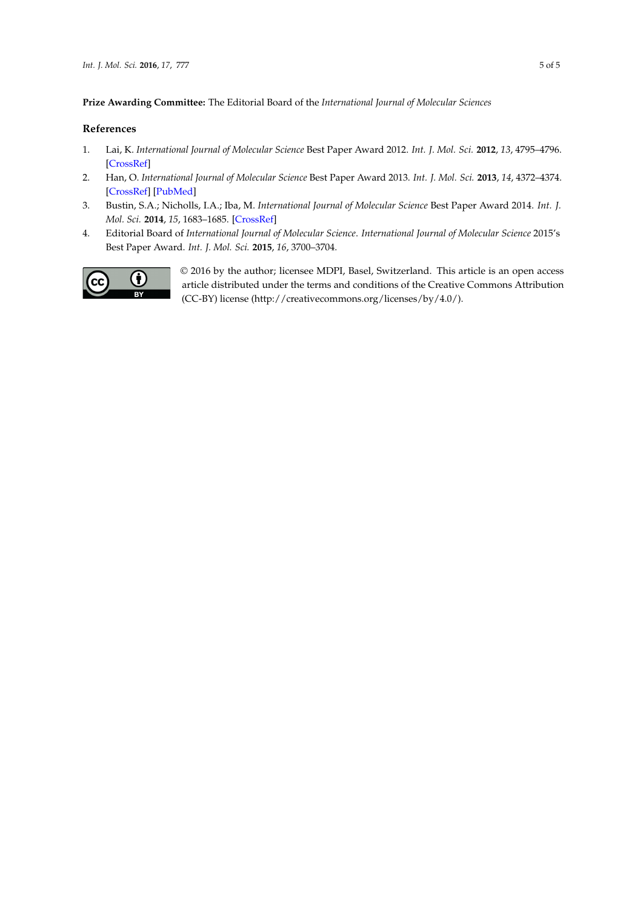**Prize Awarding Committee:** The Editorial Board of the *International Journal of Molecular Sciences*

## References

1. Lai, K. *International Journal of Molecular Science* Best Paper Award 2012. *Int. J. Mol. Sci.* **2012**, *13*, 4795–4796. [CrossRef]
2. Han, O. *International Journal of Molecular Science* Best Paper Award 2013. *Int. J. Mol. Sci.* **2013**, *14*, 4372–4374. [CrossRef] [PubMed]
3. Bustin, S.A.; Nicholls, I.A.; Iba, M. *International Journal of Molecular Science* Best Paper Award 2014. *Int. J. Mol. Sci.* **2014**, *15*, 1683–1685. [CrossRef]
4. Editorial Board of *International Journal of Molecular Science*. *International Journal of Molecular Science* 2015's Best Paper Award. *Int. J. Mol. Sci.* **2015**, *16*, 3700–3704.

© 2016 by the author; licensee MDPI, Basel, Switzerland. This article is an open access article distributed under the terms and conditions of the Creative Commons Attribution (CC-BY) license (http://creativecommons.org/licenses/by/4.0/).